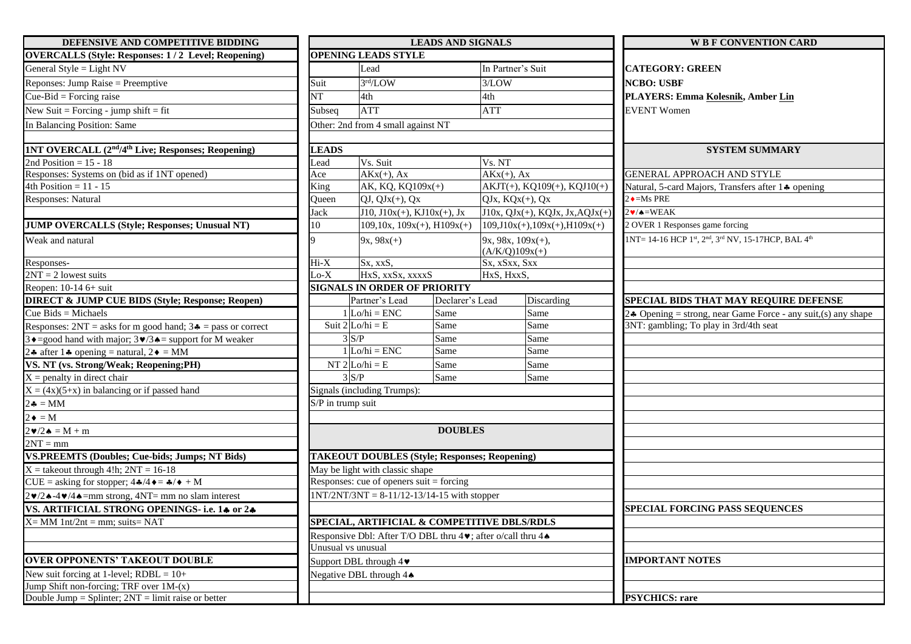## DEFENSIVE AND COMPETITIVE BIDDING

**OVERCALLS (Style: Responses: 1 / 2 Level; Reopening)**

General Style = Light NV

Reponses: Jump Raise = Preemptive

Cue-Bid = Forcing raise

New Suit = Forcing - jump shift = fit

In Balancing Position: Same

**1NT OVERCALL (2nd/4th Live; Responses; Reopening)**

2nd Position = 15 - 18

Responses: Systems on (bid as if 1NT opened)

4th Position = 11 - 15

Responses: Natural

**JUMP OVERCALLS (Style; Responses; Unusual NT)**

Weak and natural

Responses-

2NT = 2 lowest suits

Reopen: 10-14 6+ suit

**DIRECT & JUMP CUE BIDS (Style; Response; Reopen)**

Cue Bids = Michaels

Responses: 2NT = asks for m good hand; 3♣ = pass or correct

3♦=good hand with major; 3♥/3♠= support for M weaker

2♣ after 1♣ opening = natural, 2♦ = MM

**VS. NT (vs. Strong/Weak; Reopening;PH)**

X = penalty in direct chair

X = (4x)(5+x) in balancing or if passed hand

2♣ = MM

2♦ = M

2♥/2♠ = M + m

2NT = mm

**VS.PREEMTS (Doubles; Cue-bids; Jumps; NT Bids)**

X = takeout through 4!h; 2NT = 16-18

CUE = asking for stopper; 4♣/4♦= ♣/♦ + M

2♥/2♠-4♥/4♠=mm strong, 4NT= mm no slam interest

**VS. ARTIFICIAL STRONG OPENINGS- i.e. 1♣ or 2♣**

X= MM 1nt/2nt = mm; suits= NAT

**OVER OPPONENTS' TAKEOUT DOUBLE**

New suit forcing at 1-level; RDBL = 10+

Jump Shift non-forcing; TRF over 1M-(x)

Double Jump = Splinter; 2NT = limit raise or better

## LEADS AND SIGNALS

**OPENING LEADS STYLE**

| | Lead | In Partner's Suit |
|---|---|---|
| Suit | 3rd/LOW | 3/LOW |
| NT | 4th | 4th |
| Subseq | ATT | ATT |

Other: 2nd from 4 small against NT

**LEADS**

| Lead | Vs. Suit | Vs. NT |
|---|---|---|
| Ace | AKx(+), Ax | AKx(+), Ax |
| King | AK, KQ, KQ109x(+) | AKJT(+), KQ109(+), KQJ10(+) |
| Queen | QJ, QJx(+), Qx | QJx, KQx(+), Qx |
| Jack | J10, J10x(+), KJ10x(+), Jx | J10x, QJx(+), KQJx, Jx,AQJx(+) |
| 10 | 109,10x, 109x(+), H109x(+) | 109,J10x(+),109x(+),H109x(+) |
| 9 | 9x, 98x(+) | 9x, 98x, 109x(+), (A/K/Q)109x(+) |
| Hi-X | Sx, xxS, | Sx, xSxx, Sxx |
| Lo-X | HxS, xxSx, xxxxS | HxS, HxxS, |

**SIGNALS IN ORDER OF PRIORITY**

| | | Partner's Lead | Declarer's Lead | Discarding |
|---|---|---|---|---|
| Suit | 1 | Lo/hi = ENC | Same | Same |
| | 2 | Lo/hi = E | Same | Same |
| | 3 | S/P | Same | Same |
| NT | 1 | Lo/hi = ENC | Same | Same |
| | 2 | Lo/hi = E | Same | Same |
| | 3 | S/P | Same | Same |

Signals (including Trumps):

S/P in trump suit

## DOUBLES

**TAKEOUT DOUBLES (Style; Responses; Reopening)**

May be light with classic shape

Responses: cue of openers suit = forcing

1NT/2NT/3NT = 8-11/12-13/14-15 with stopper

**SPECIAL, ARTIFICIAL & COMPETITIVE DBLS/RDLS**

Responsive Dbl: After T/O DBL thru 4♥; after o/call thru 4♠

Unusual vs unusual

Support DBL through 4♥

Negative DBL through 4♠

## W B F CONVENTION CARD

**CATEGORY: GREEN**

**NCBO: USBF**

**PLAYERS: Emma Kolesnik, Amber Lin**

EVENT Women

## SYSTEM SUMMARY

GENERAL APPROACH AND STYLE

Natural, 5-card Majors, Transfers after 1♣ opening

2♦=Ms PRE

2♥/♠=WEAK

2 OVER 1 Responses game forcing

1NT= 14-16 HCP 1st, 2nd, 3rd NV, 15-17HCP, BAL 4th

**SPECIAL BIDS THAT MAY REQUIRE DEFENSE**

2♣ Opening = strong, near Game Force - any suit,(s) any shape

3NT: gambling; To play in 3rd/4th seat

**SPECIAL FORCING PASS SEQUENCES**

**IMPORTANT NOTES**

**PSYCHICS: rare**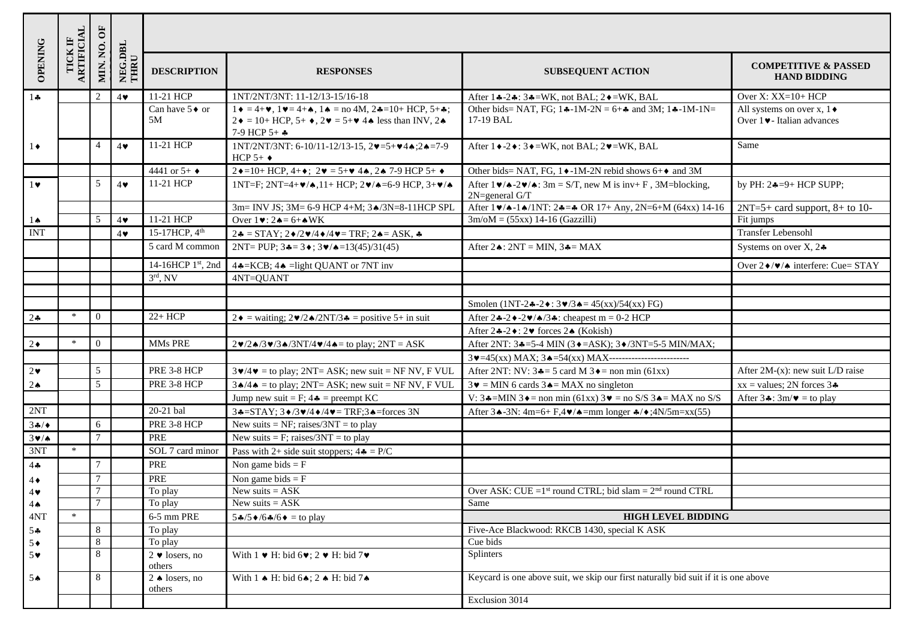| OPENING | TICK IF ARTIFICIAL | MIN. NO. OF | NEG.DBL THRU | | | | |
|---|---|---|---|---|---|---|---|
| | | | | DESCRIPTION | RESPONSES | SUBSEQUENT ACTION | COMPETITIVE & PASSED HAND BIDDING |
| 1♣ | | 2 | 4♥ | 11-21 HCP | 1NT/2NT/3NT: 11-12/13-15/16-18 | After 1♣-2♣: 3♣=WK, not BAL; 2♦=WK, BAL | Over X: XX=10+ HCP |
| | | | | Can have 5♦ or 5M | 1♦ = 4+♥, 1♥= 4+♠, 1♠ = no 4M, 2♣=10+ HCP, 5+♣; 2♦ = 10+ HCP, 5+ ♦, 2♥ = 5+♥ 4♠ less than INV, 2♠ 7-9 HCP 5+ ♣ | Other bids= NAT, FG; 1♣-1M-2N = 6+♣ and 3M; 1♣-1M-1N= 17-19 BAL | All systems on over x, 1♦ Over 1♥- Italian advances |
| 1♦ | | 4 | 4♥ | 11-21 HCP | 1NT/2NT/3NT: 6-10/11-12/13-15, 2♥=5+♥4♠;2♠=7-9 HCP 5+ ♦ | After 1♦-2♦: 3♦=WK, not BAL; 2♥=WK, BAL | Same |
| | | | | 4441 or 5+ ♦ | 2♦=10+ HCP, 4+♦; 2♥ = 5+♥ 4♠, 2♠ 7-9 HCP 5+ ♦ | Other bids= NAT, FG, 1♦-1M-2N rebid shows 6+♦ and 3M | |
| 1♥ | | 5 | 4♥ | 11-21 HCP | 1NT=F; 2NT=4+♥/♠,11+ HCP; 2♥/♠=6-9 HCP, 3+♥/♠ | After 1♥/♠-2♥/♠: 3m = S/T, new M is inv+ F , 3M=blocking, 2N=general G/T | by PH: 2♣=9+ HCP SUPP; |
| | | | | | 3m= INV JS; 3M= 6-9 HCP 4+M; 3♠/3N=8-11HCP SPL | After 1♥/♠-1♠/1NT: 2♣=♣ OR 17+ Any, 2N=6+M (64xx) 14-16 | 2NT=5+ card support, 8+ to 10- |
| 1♠ | | 5 | 4♥ | 11-21 HCP | Over 1♥: 2♠= 6+♠WK | 3m/oM = (55xx) 14-16 (Gazzilli) | Fit jumps |
| INT | | | 4♥ | 15-17HCP, 4th | 2♣ = STAY; 2♦/2♥/4♦/4♥= TRF; 2♠= ASK, ♣ | | Transfer Lebensohl |
| | | | | 5 card M common | 2NT= PUP; 3♣= 3♦; 3♥/♠=13(45)/31(45) | After 2♠: 2NT = MIN, 3♣= MAX | Systems on over X, 2♣ |
| | | | | 14-16HCP 1st, 2nd | 4♣=KCB; 4♠ =light QUANT or 7NT inv | | Over 2♦/♥/♠ interfere: Cue= STAY |
| | | | | 3rd, NV | 4NT=QUANT | | |
| | | | | | | | |
| | | | | | | Smolen (1NT-2♣-2♦: 3♥/3♠= 45(xx)/54(xx) FG) | |
| 2♣ | * | 0 | | 22+ HCP | 2♦ = waiting; 2♥/2♠/2NT/3♣ = positive 5+ in suit | After 2♣-2♦-2♥/♠/3♣: cheapest m = 0-2 HCP | |
| | | | | | | After 2♣-2♦: 2♥ forces 2♠ (Kokish) | |
| 2♦ | * | 0 | | MMs PRE | 2♥/2♠/3♥/3♠/3NT/4♥/4♠= to play; 2NT = ASK | After 2NT: 3♣=5-4 MIN (3♦=ASK); 3♦/3NT=5-5 MIN/MAX; | |
| | | | | | | 3♥=45(xx) MAX; 3♠=54(xx) MAX------------------------- | |
| 2♥ | | 5 | | PRE 3-8 HCP | 3♥/4♥ = to play; 2NT= ASK; new suit = NF NV, F VUL | After 2NT: NV: 3♣= 5 card M 3♦= non min (61xx) | After 2M-(x): new suit L/D raise |
| 2♠ | | 5 | | PRE 3-8 HCP | 3♠/4♠ = to play; 2NT= ASK; new suit = NF NV, F VUL | 3♥ = MIN 6 cards 3♠= MAX no singleton | xx = values; 2N forces 3♣ |
| | | | | | Jump new suit = F; 4♣ = preempt KC | V: 3♣=MIN 3♦= non min (61xx) 3♥ = no S/S 3♠= MAX no S/S | After 3♣: 3m/♥ = to play |
| 2NT | | | | 20-21 bal | 3♣=STAY; 3♦/3♥/4♦/4♥= TRF;3♠=forces 3N | After 3♠-3N: 4m=6+ F,4♥/♠=mm longer ♣/♦;4N/5m=xx(55) | |
| 3♣/♦ | | 6 | | PRE 3-8 HCP | New suits = NF; raises/3NT = to play | | |
| 3♥/♠ | | 7 | | PRE | New suits = F; raises/3NT = to play | | |
| 3NT | * | | | SOL 7 card minor | Pass with 2+ side suit stoppers; 4♣ = P/C | | |
| 4♣ | | 7 | | PRE | Non game bids = F | | |
| 4♦ | | 7 | | PRE | Non game bids = F | | |
| 4♥ | | 7 | | To play | New suits = ASK | Over ASK: CUE =1st round CTRL; bid slam = 2nd round CTRL | |
| 4♠ | | 7 | | To play | New suits = ASK | Same | |
| 4NT | * | | | 6-5 mm PRE | 5♣/5♦/6♣/6♦ = to play | **HIGH LEVEL BIDDING** | |
| 5♣ | | 8 | | To play | | Five-Ace Blackwood: RKCB 1430, special K ASK | |
| 5♦ | | 8 | | To play | | Cue bids | |
| 5♥ | | 8 | | 2 ♥ losers, no others | With 1 ♥ H: bid 6♥; 2 ♥ H: bid 7♥ | Splinters | |
| 5♠ | | 8 | | 2 ♠ losers, no others | With 1 ♠ H: bid 6♠; 2 ♠ H: bid 7♠ | Keycard is one above suit, we skip our first naturally bid suit if it is one above | |
| | | | | | | Exclusion 3014 | |